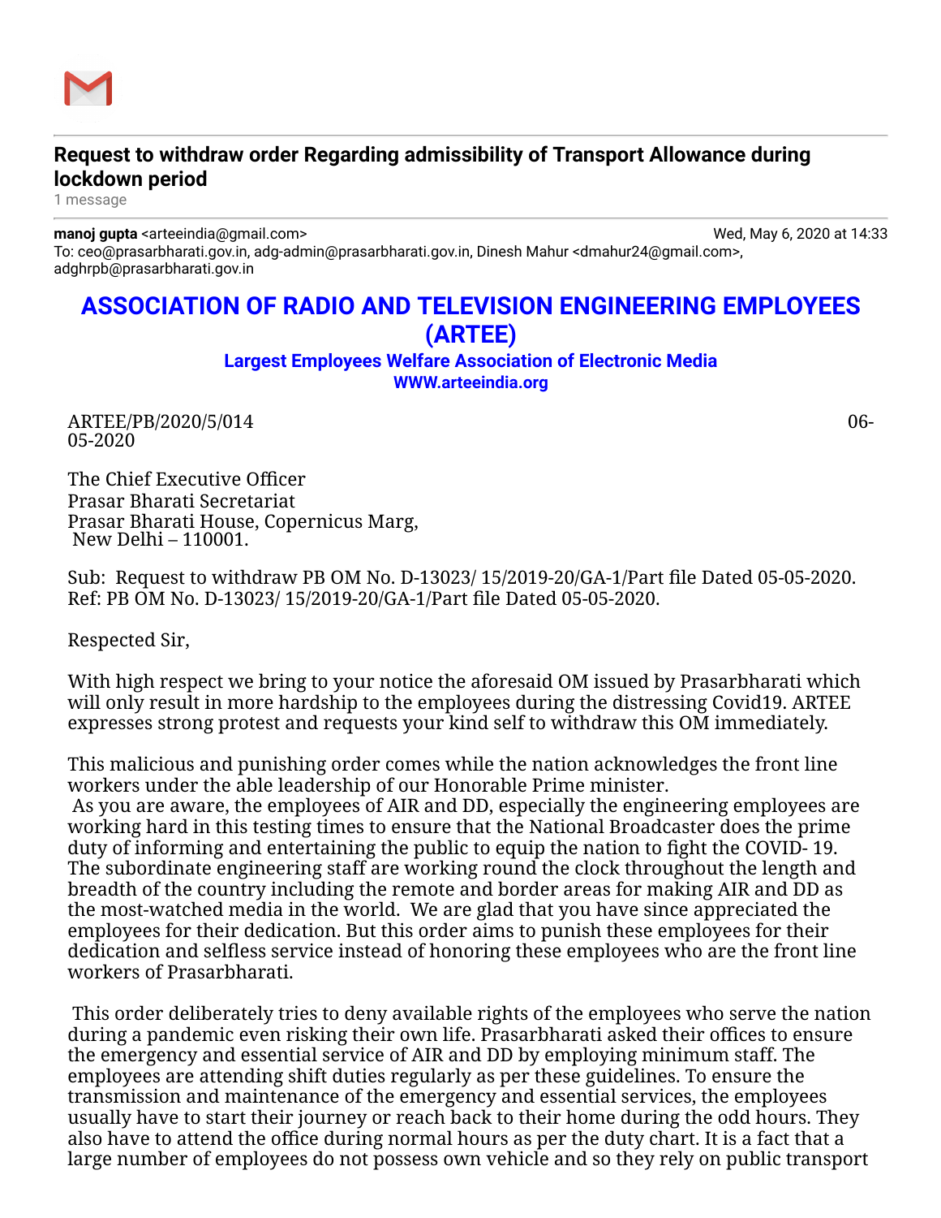**Request to withdraw order Regarding admissibility of Transport Allowance during lockdown period**

1 message

**manoj gupta** <arteeindia@gmail.com> Wed, May 6, 2020 at 14:33
To: ceo@prasarbharati.gov.in, adg-admin@prasarbharati.gov.in, Dinesh Mahur <dmahur24@gmail.com>, adghrpb@prasarbharati.gov.in

# ASSOCIATION OF RADIO AND TELEVISION ENGINEERING EMPLOYEES (ARTEE)

**Largest Employees Welfare Association of Electronic Media**

**WWW.arteeindia.org**

ARTEE/PB/2020/5/014 06-05-2020

The Chief Executive Officer
Prasar Bharati Secretariat
Prasar Bharati House, Copernicus Marg,
New Delhi – 110001.

Sub: Request to withdraw PB OM No. D-13023/ 15/2019-20/GA-1/Part file Dated 05-05-2020.
Ref: PB OM No. D-13023/ 15/2019-20/GA-1/Part file Dated 05-05-2020.

Respected Sir,

With high respect we bring to your notice the aforesaid OM issued by Prasarbharati which will only result in more hardship to the employees during the distressing Covid19. ARTEE expresses strong protest and requests your kind self to withdraw this OM immediately.

This malicious and punishing order comes while the nation acknowledges the front line workers under the able leadership of our Honorable Prime minister.
As you are aware, the employees of AIR and DD, especially the engineering employees are working hard in this testing times to ensure that the National Broadcaster does the prime duty of informing and entertaining the public to equip the nation to fight the COVID- 19. The subordinate engineering staff are working round the clock throughout the length and breadth of the country including the remote and border areas for making AIR and DD as the most-watched media in the world. We are glad that you have since appreciated the employees for their dedication. But this order aims to punish these employees for their dedication and selfless service instead of honoring these employees who are the front line workers of Prasarbharati.

This order deliberately tries to deny available rights of the employees who serve the nation during a pandemic even risking their own life. Prasarbharati asked their offices to ensure the emergency and essential service of AIR and DD by employing minimum staff. The employees are attending shift duties regularly as per these guidelines. To ensure the transmission and maintenance of the emergency and essential services, the employees usually have to start their journey or reach back to their home during the odd hours. They also have to attend the office during normal hours as per the duty chart. It is a fact that a large number of employees do not possess own vehicle and so they rely on public transport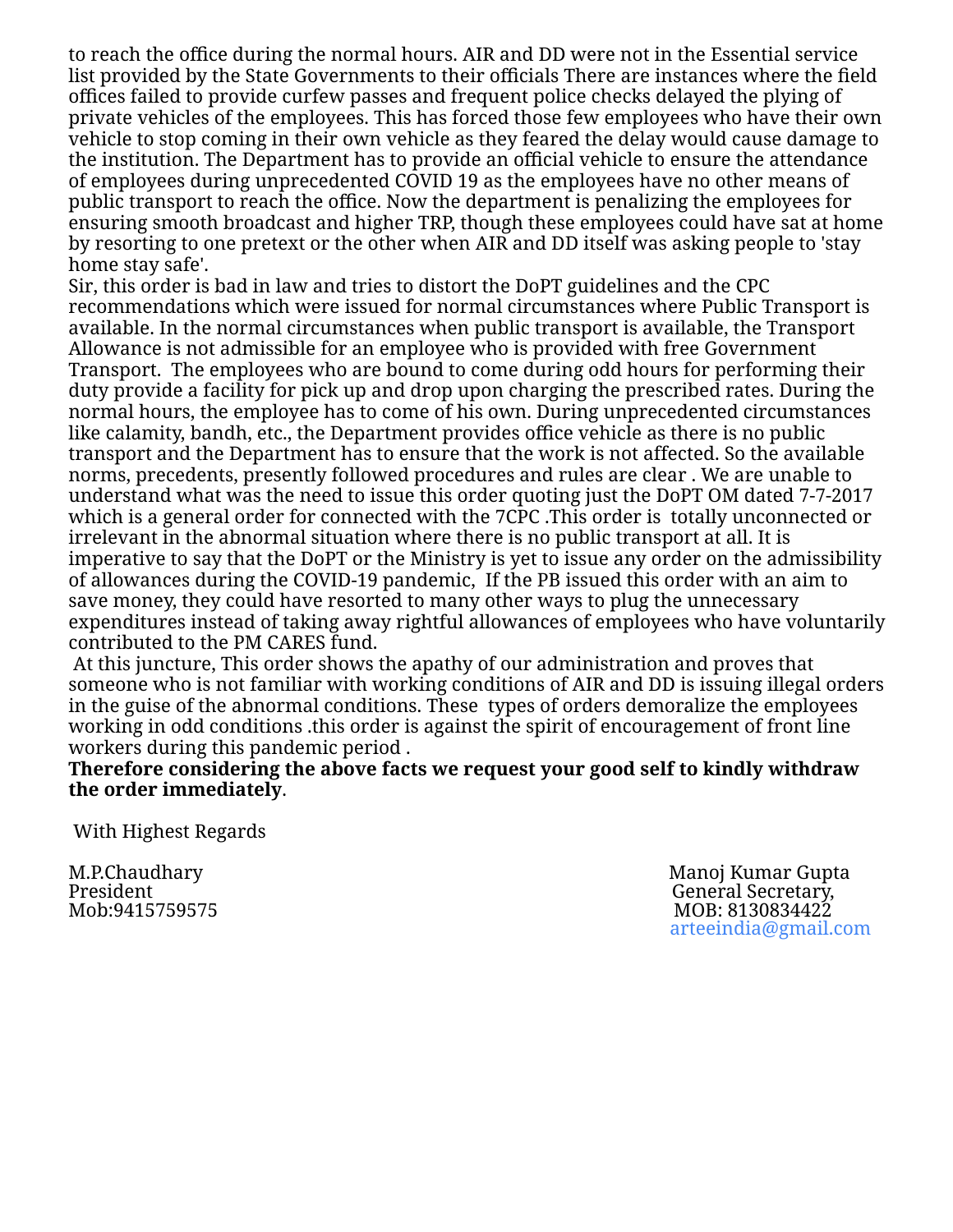to reach the office during the normal hours. AIR and DD were not in the Essential service list provided by the State Governments to their officials There are instances where the field offices failed to provide curfew passes and frequent police checks delayed the plying of private vehicles of the employees. This has forced those few employees who have their own vehicle to stop coming in their own vehicle as they feared the delay would cause damage to the institution. The Department has to provide an official vehicle to ensure the attendance of employees during unprecedented COVID 19 as the employees have no other means of public transport to reach the office. Now the department is penalizing the employees for ensuring smooth broadcast and higher TRP, though these employees could have sat at home by resorting to one pretext or the other when AIR and DD itself was asking people to 'stay home stay safe'.

Sir, this order is bad in law and tries to distort the DoPT guidelines and the CPC recommendations which were issued for normal circumstances where Public Transport is available. In the normal circumstances when public transport is available, the Transport Allowance is not admissible for an employee who is provided with free Government Transport. The employees who are bound to come during odd hours for performing their duty provide a facility for pick up and drop upon charging the prescribed rates. During the normal hours, the employee has to come of his own. During unprecedented circumstances like calamity, bandh, etc., the Department provides office vehicle as there is no public transport and the Department has to ensure that the work is not affected. So the available norms, precedents, presently followed procedures and rules are clear . We are unable to understand what was the need to issue this order quoting just the DoPT OM dated 7-7-2017 which is a general order for connected with the 7CPC .This order is totally unconnected or irrelevant in the abnormal situation where there is no public transport at all. It is imperative to say that the DoPT or the Ministry is yet to issue any order on the admissibility of allowances during the COVID-19 pandemic, If the PB issued this order with an aim to save money, they could have resorted to many other ways to plug the unnecessary expenditures instead of taking away rightful allowances of employees who have voluntarily contributed to the PM CARES fund.

At this juncture, This order shows the apathy of our administration and proves that someone who is not familiar with working conditions of AIR and DD is issuing illegal orders in the guise of the abnormal conditions. These types of orders demoralize the employees working in odd conditions .this order is against the spirit of encouragement of front line workers during this pandemic period .

**Therefore considering the above facts we request your good self to kindly withdraw the order immediately**.

With Highest Regards

M.P.Chaudhary
President
Mob:9415759575

Manoj Kumar Gupta
General Secretary,
MOB: 8130834422
arteeindia@gmail.com